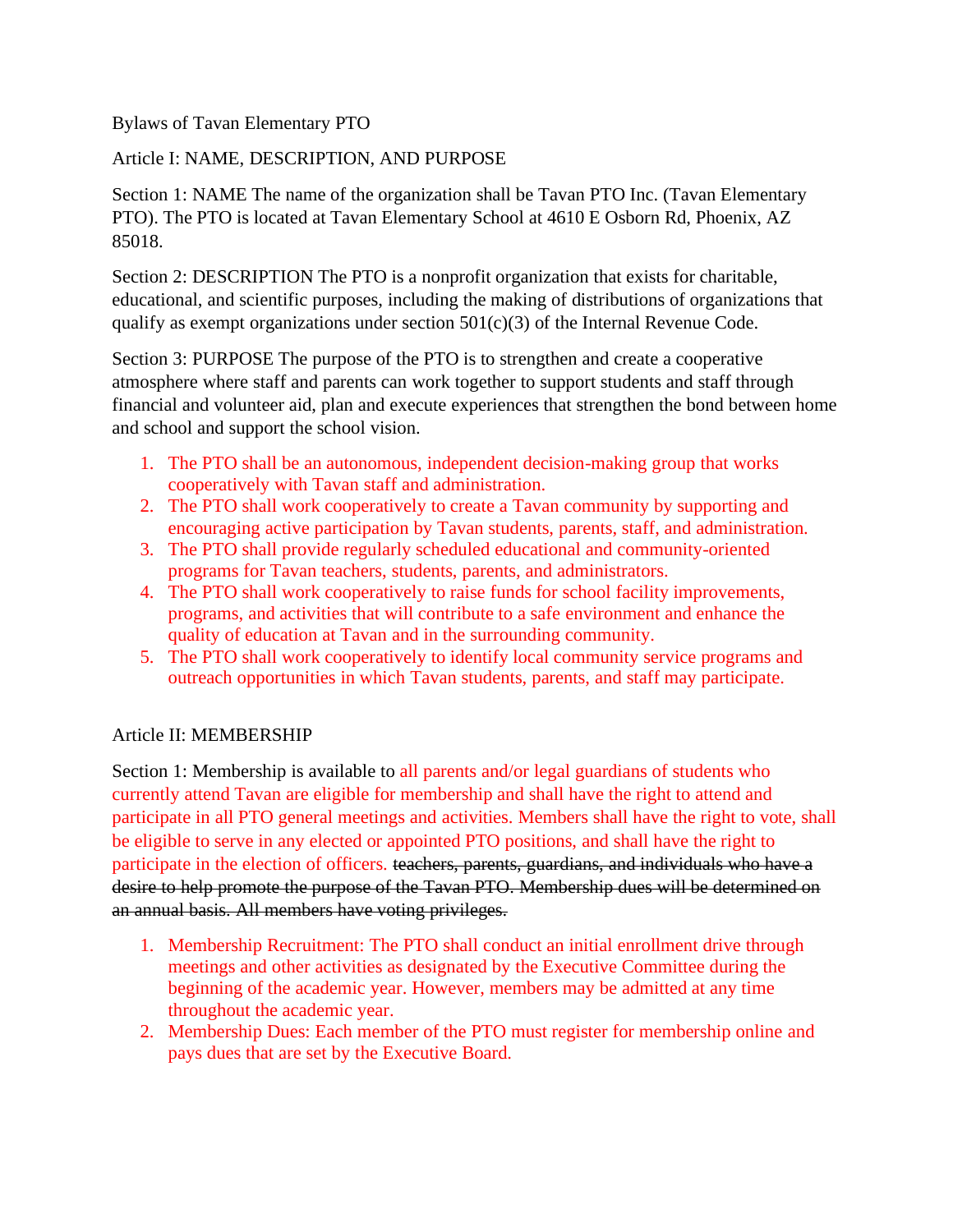Bylaws of Tavan Elementary PTO

Article I: NAME, DESCRIPTION, AND PURPOSE

Section 1: NAME The name of the organization shall be Tavan PTO Inc. (Tavan Elementary PTO). The PTO is located at Tavan Elementary School at 4610 E Osborn Rd, Phoenix, AZ 85018.

Section 2: DESCRIPTION The PTO is a nonprofit organization that exists for charitable, educational, and scientific purposes, including the making of distributions of organizations that qualify as exempt organizations under section 501(c)(3) of the Internal Revenue Code.

Section 3: PURPOSE The purpose of the PTO is to strengthen and create a cooperative atmosphere where staff and parents can work together to support students and staff through financial and volunteer aid, plan and execute experiences that strengthen the bond between home and school and support the school vision.

1. The PTO shall be an autonomous, independent decision-making group that works cooperatively with Tavan staff and administration.
2. The PTO shall work cooperatively to create a Tavan community by supporting and encouraging active participation by Tavan students, parents, staff, and administration.
3. The PTO shall provide regularly scheduled educational and community-oriented programs for Tavan teachers, students, parents, and administrators.
4. The PTO shall work cooperatively to raise funds for school facility improvements, programs, and activities that will contribute to a safe environment and enhance the quality of education at Tavan and in the surrounding community.
5. The PTO shall work cooperatively to identify local community service programs and outreach opportunities in which Tavan students, parents, and staff may participate.

Article II: MEMBERSHIP

Section 1: Membership is available to all parents and/or legal guardians of students who currently attend Tavan are eligible for membership and shall have the right to attend and participate in all PTO general meetings and activities. Members shall have the right to vote, shall be eligible to serve in any elected or appointed PTO positions, and shall have the right to participate in the election of officers. ~~teachers, parents, guardians, and individuals who have a desire to help promote the purpose of the Tavan PTO. Membership dues will be determined on an annual basis. All members have voting privileges.~~

1. Membership Recruitment: The PTO shall conduct an initial enrollment drive through meetings and other activities as designated by the Executive Committee during the beginning of the academic year. However, members may be admitted at any time throughout the academic year.
2. Membership Dues: Each member of the PTO must register for membership online and pays dues that are set by the Executive Board.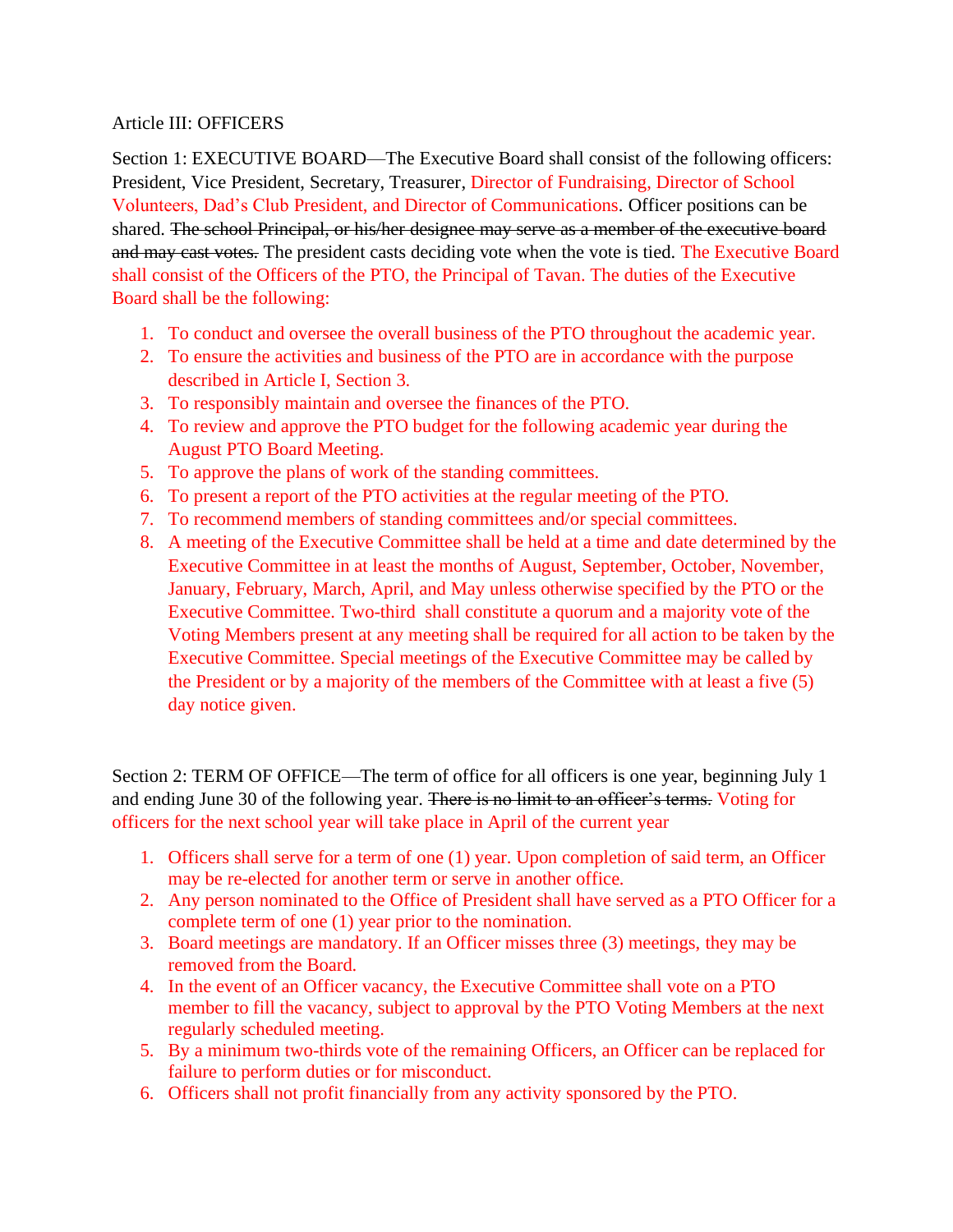Article III: OFFICERS

Section 1: EXECUTIVE BOARD—The Executive Board shall consist of the following officers: President, Vice President, Secretary, Treasurer, Director of Fundraising, Director of School Volunteers, Dad's Club President, and Director of Communications. Officer positions can be shared. ~~The school Principal, or his/her designee may serve as a member of the executive board and may cast votes.~~ The president casts deciding vote when the vote is tied. The Executive Board shall consist of the Officers of the PTO, the Principal of Tavan. The duties of the Executive Board shall be the following:

1. To conduct and oversee the overall business of the PTO throughout the academic year.
2. To ensure the activities and business of the PTO are in accordance with the purpose described in Article I, Section 3.
3. To responsibly maintain and oversee the finances of the PTO.
4. To review and approve the PTO budget for the following academic year during the August PTO Board Meeting.
5. To approve the plans of work of the standing committees.
6. To present a report of the PTO activities at the regular meeting of the PTO.
7. To recommend members of standing committees and/or special committees.
8. A meeting of the Executive Committee shall be held at a time and date determined by the Executive Committee in at least the months of August, September, October, November, January, February, March, April, and May unless otherwise specified by the PTO or the Executive Committee. Two-third shall constitute a quorum and a majority vote of the Voting Members present at any meeting shall be required for all action to be taken by the Executive Committee. Special meetings of the Executive Committee may be called by the President or by a majority of the members of the Committee with at least a five (5) day notice given.

Section 2: TERM OF OFFICE—The term of office for all officers is one year, beginning July 1 and ending June 30 of the following year. ~~There is no limit to an officer's terms.~~ Voting for officers for the next school year will take place in April of the current year

1. Officers shall serve for a term of one (1) year. Upon completion of said term, an Officer may be re-elected for another term or serve in another office.
2. Any person nominated to the Office of President shall have served as a PTO Officer for a complete term of one (1) year prior to the nomination.
3. Board meetings are mandatory. If an Officer misses three (3) meetings, they may be removed from the Board.
4. In the event of an Officer vacancy, the Executive Committee shall vote on a PTO member to fill the vacancy, subject to approval by the PTO Voting Members at the next regularly scheduled meeting.
5. By a minimum two-thirds vote of the remaining Officers, an Officer can be replaced for failure to perform duties or for misconduct.
6. Officers shall not profit financially from any activity sponsored by the PTO.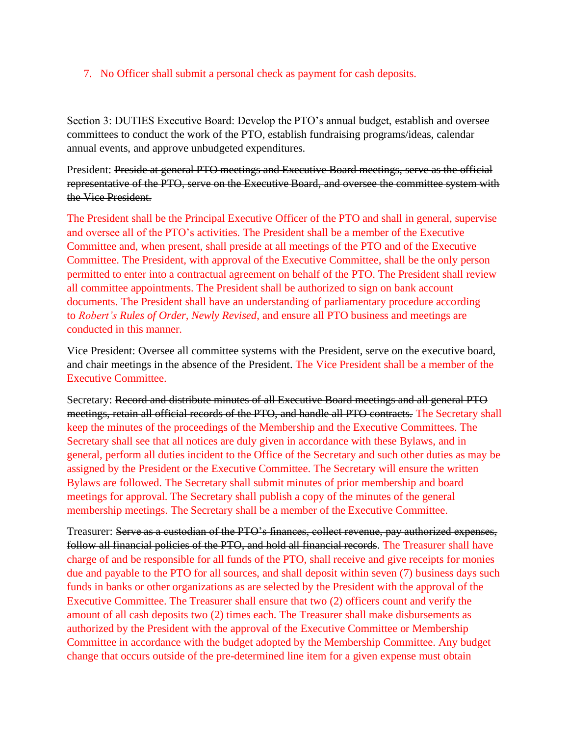7. No Officer shall submit a personal check as payment for cash deposits.

Section 3: DUTIES Executive Board: Develop the PTO's annual budget, establish and oversee committees to conduct the work of the PTO, establish fundraising programs/ideas, calendar annual events, and approve unbudgeted expenditures.

President: ~~Preside at general PTO meetings and Executive Board meetings, serve as the official representative of the PTO, serve on the Executive Board, and oversee the committee system with the Vice President.~~

The President shall be the Principal Executive Officer of the PTO and shall in general, supervise and oversee all of the PTO's activities. The President shall be a member of the Executive Committee and, when present, shall preside at all meetings of the PTO and of the Executive Committee. The President, with approval of the Executive Committee, shall be the only person permitted to enter into a contractual agreement on behalf of the PTO. The President shall review all committee appointments. The President shall be authorized to sign on bank account documents. The President shall have an understanding of parliamentary procedure according to *Robert's Rules of Order, Newly Revised*, and ensure all PTO business and meetings are conducted in this manner.

Vice President: Oversee all committee systems with the President, serve on the executive board, and chair meetings in the absence of the President. The Vice President shall be a member of the Executive Committee.

Secretary: ~~Record and distribute minutes of all Executive Board meetings and all general PTO meetings, retain all official records of the PTO, and handle all PTO contracts.~~ The Secretary shall keep the minutes of the proceedings of the Membership and the Executive Committees. The Secretary shall see that all notices are duly given in accordance with these Bylaws, and in general, perform all duties incident to the Office of the Secretary and such other duties as may be assigned by the President or the Executive Committee. The Secretary will ensure the written Bylaws are followed. The Secretary shall submit minutes of prior membership and board meetings for approval. The Secretary shall publish a copy of the minutes of the general membership meetings. The Secretary shall be a member of the Executive Committee.

Treasurer: ~~Serve as a custodian of the PTO's finances, collect revenue, pay authorized expenses, follow all financial policies of the PTO, and hold all financial records~~. The Treasurer shall have charge of and be responsible for all funds of the PTO, shall receive and give receipts for monies due and payable to the PTO for all sources, and shall deposit within seven (7) business days such funds in banks or other organizations as are selected by the President with the approval of the Executive Committee. The Treasurer shall ensure that two (2) officers count and verify the amount of all cash deposits two (2) times each. The Treasurer shall make disbursements as authorized by the President with the approval of the Executive Committee or Membership Committee in accordance with the budget adopted by the Membership Committee. Any budget change that occurs outside of the pre-determined line item for a given expense must obtain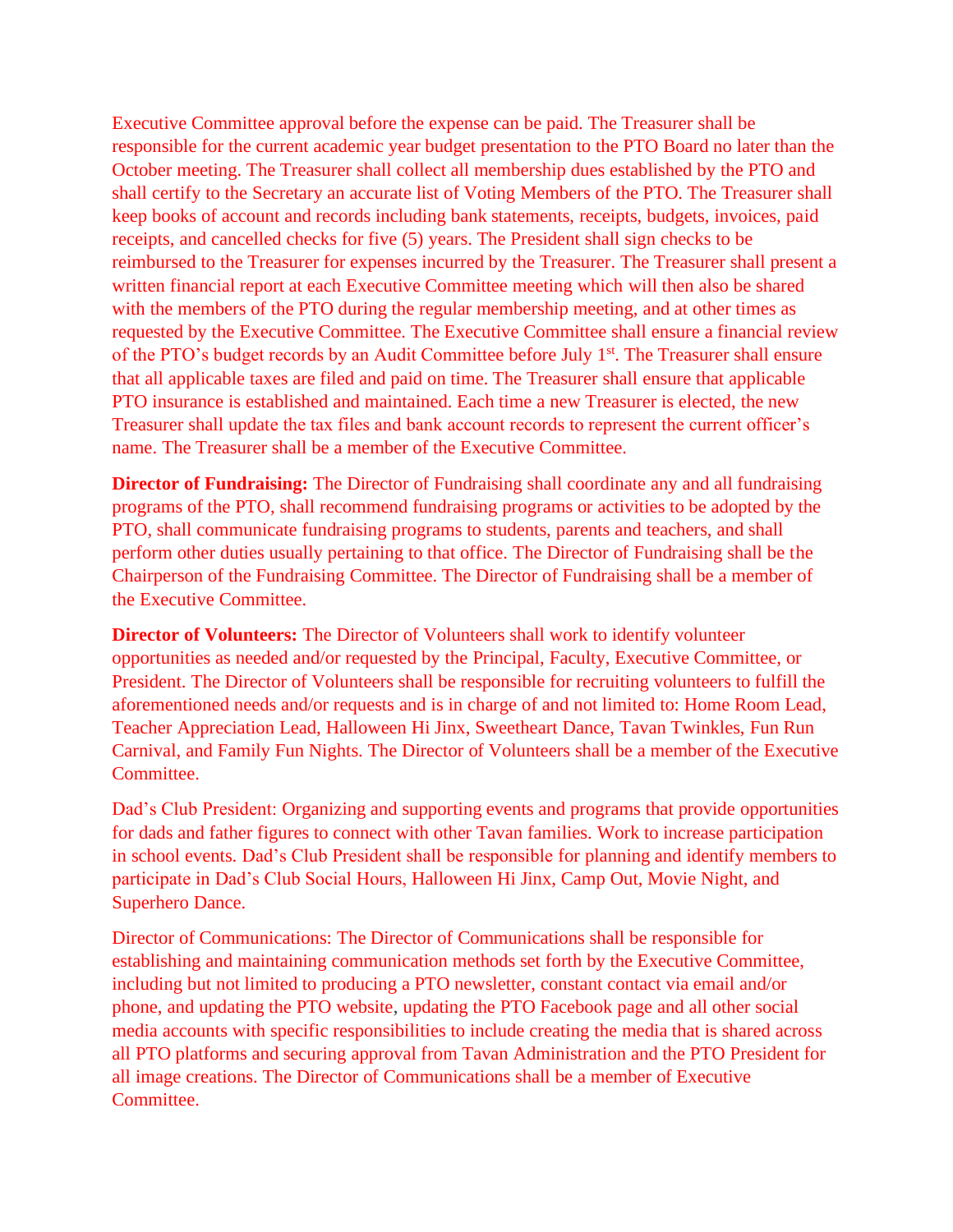Executive Committee approval before the expense can be paid. The Treasurer shall be responsible for the current academic year budget presentation to the PTO Board no later than the October meeting. The Treasurer shall collect all membership dues established by the PTO and shall certify to the Secretary an accurate list of Voting Members of the PTO. The Treasurer shall keep books of account and records including bank statements, receipts, budgets, invoices, paid receipts, and cancelled checks for five (5) years. The President shall sign checks to be reimbursed to the Treasurer for expenses incurred by the Treasurer. The Treasurer shall present a written financial report at each Executive Committee meeting which will then also be shared with the members of the PTO during the regular membership meeting, and at other times as requested by the Executive Committee. The Executive Committee shall ensure a financial review of the PTO's budget records by an Audit Committee before July 1st. The Treasurer shall ensure that all applicable taxes are filed and paid on time. The Treasurer shall ensure that applicable PTO insurance is established and maintained. Each time a new Treasurer is elected, the new Treasurer shall update the tax files and bank account records to represent the current officer's name. The Treasurer shall be a member of the Executive Committee.

**Director of Fundraising:** The Director of Fundraising shall coordinate any and all fundraising programs of the PTO, shall recommend fundraising programs or activities to be adopted by the PTO, shall communicate fundraising programs to students, parents and teachers, and shall perform other duties usually pertaining to that office. The Director of Fundraising shall be the Chairperson of the Fundraising Committee. The Director of Fundraising shall be a member of the Executive Committee.

**Director of Volunteers:** The Director of Volunteers shall work to identify volunteer opportunities as needed and/or requested by the Principal, Faculty, Executive Committee, or President. The Director of Volunteers shall be responsible for recruiting volunteers to fulfill the aforementioned needs and/or requests and is in charge of and not limited to: Home Room Lead, Teacher Appreciation Lead, Halloween Hi Jinx, Sweetheart Dance, Tavan Twinkles, Fun Run Carnival, and Family Fun Nights. The Director of Volunteers shall be a member of the Executive Committee.

Dad's Club President: Organizing and supporting events and programs that provide opportunities for dads and father figures to connect with other Tavan families. Work to increase participation in school events. Dad's Club President shall be responsible for planning and identify members to participate in Dad's Club Social Hours, Halloween Hi Jinx, Camp Out, Movie Night, and Superhero Dance.

Director of Communications: The Director of Communications shall be responsible for establishing and maintaining communication methods set forth by the Executive Committee, including but not limited to producing a PTO newsletter, constant contact via email and/or phone, and updating the PTO website, updating the PTO Facebook page and all other social media accounts with specific responsibilities to include creating the media that is shared across all PTO platforms and securing approval from Tavan Administration and the PTO President for all image creations. The Director of Communications shall be a member of Executive Committee.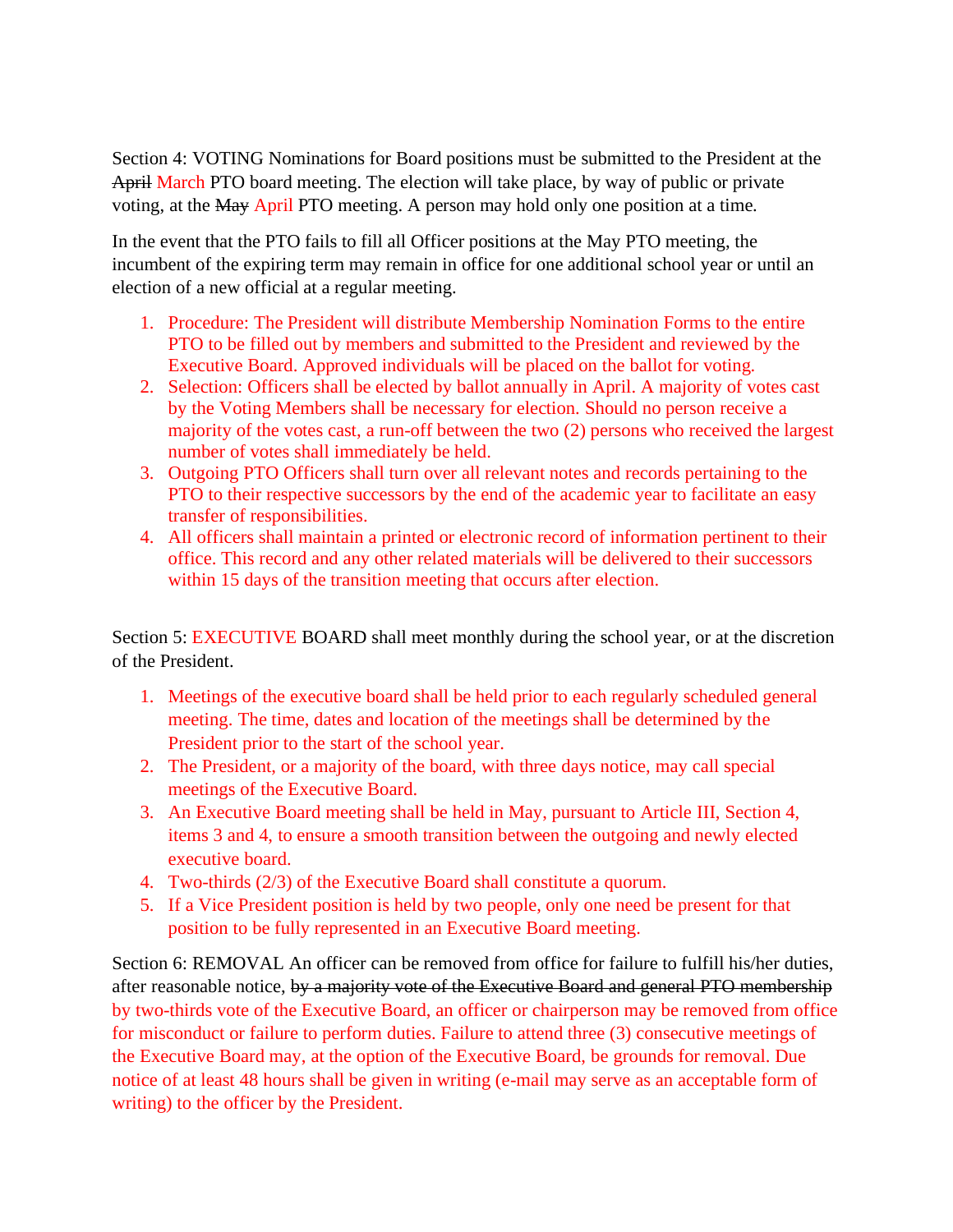Section 4: VOTING Nominations for Board positions must be submitted to the President at the ~~April~~ March PTO board meeting. The election will take place, by way of public or private voting, at the ~~May~~ April PTO meeting. A person may hold only one position at a time.

In the event that the PTO fails to fill all Officer positions at the May PTO meeting, the incumbent of the expiring term may remain in office for one additional school year or until an election of a new official at a regular meeting.

1. Procedure: The President will distribute Membership Nomination Forms to the entire PTO to be filled out by members and submitted to the President and reviewed by the Executive Board. Approved individuals will be placed on the ballot for voting.
2. Selection: Officers shall be elected by ballot annually in April. A majority of votes cast by the Voting Members shall be necessary for election. Should no person receive a majority of the votes cast, a run-off between the two (2) persons who received the largest number of votes shall immediately be held.
3. Outgoing PTO Officers shall turn over all relevant notes and records pertaining to the PTO to their respective successors by the end of the academic year to facilitate an easy transfer of responsibilities.
4. All officers shall maintain a printed or electronic record of information pertinent to their office. This record and any other related materials will be delivered to their successors within 15 days of the transition meeting that occurs after election.

Section 5: EXECUTIVE BOARD shall meet monthly during the school year, or at the discretion of the President.

1. Meetings of the executive board shall be held prior to each regularly scheduled general meeting. The time, dates and location of the meetings shall be determined by the President prior to the start of the school year.
2. The President, or a majority of the board, with three days notice, may call special meetings of the Executive Board.
3. An Executive Board meeting shall be held in May, pursuant to Article III, Section 4, items 3 and 4, to ensure a smooth transition between the outgoing and newly elected executive board.
4. Two-thirds (2/3) of the Executive Board shall constitute a quorum.
5. If a Vice President position is held by two people, only one need be present for that position to be fully represented in an Executive Board meeting.

Section 6: REMOVAL An officer can be removed from office for failure to fulfill his/her duties, after reasonable notice, ~~by a majority vote of the Executive Board and general PTO membership~~ by two-thirds vote of the Executive Board, an officer or chairperson may be removed from office for misconduct or failure to perform duties. Failure to attend three (3) consecutive meetings of the Executive Board may, at the option of the Executive Board, be grounds for removal. Due notice of at least 48 hours shall be given in writing (e-mail may serve as an acceptable form of writing) to the officer by the President.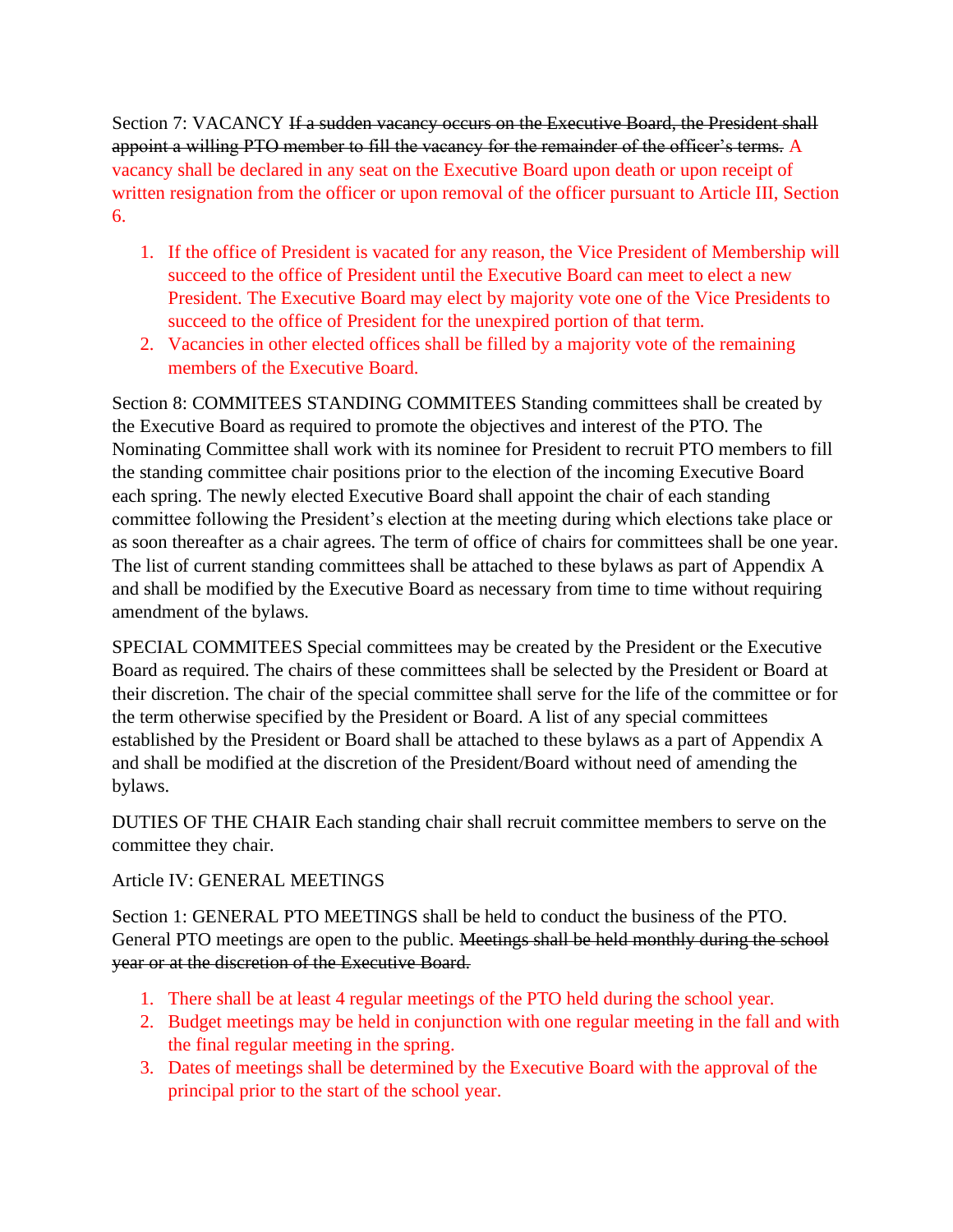Section 7: VACANCY ~~If a sudden vacancy occurs on the Executive Board, the President shall appoint a willing PTO member to fill the vacancy for the remainder of the officer's terms.~~ A vacancy shall be declared in any seat on the Executive Board upon death or upon receipt of written resignation from the officer or upon removal of the officer pursuant to Article III, Section 6.

1. If the office of President is vacated for any reason, the Vice President of Membership will succeed to the office of President until the Executive Board can meet to elect a new President. The Executive Board may elect by majority vote one of the Vice Presidents to succeed to the office of President for the unexpired portion of that term.
2. Vacancies in other elected offices shall be filled by a majority vote of the remaining members of the Executive Board.

Section 8: COMMITEES STANDING COMMITEES Standing committees shall be created by the Executive Board as required to promote the objectives and interest of the PTO. The Nominating Committee shall work with its nominee for President to recruit PTO members to fill the standing committee chair positions prior to the election of the incoming Executive Board each spring. The newly elected Executive Board shall appoint the chair of each standing committee following the President's election at the meeting during which elections take place or as soon thereafter as a chair agrees. The term of office of chairs for committees shall be one year. The list of current standing committees shall be attached to these bylaws as part of Appendix A and shall be modified by the Executive Board as necessary from time to time without requiring amendment of the bylaws.

SPECIAL COMMITEES Special committees may be created by the President or the Executive Board as required. The chairs of these committees shall be selected by the President or Board at their discretion. The chair of the special committee shall serve for the life of the committee or for the term otherwise specified by the President or Board. A list of any special committees established by the President or Board shall be attached to these bylaws as a part of Appendix A and shall be modified at the discretion of the President/Board without need of amending the bylaws.

DUTIES OF THE CHAIR Each standing chair shall recruit committee members to serve on the committee they chair.

Article IV: GENERAL MEETINGS

Section 1: GENERAL PTO MEETINGS shall be held to conduct the business of the PTO. General PTO meetings are open to the public. ~~Meetings shall be held monthly during the school year or at the discretion of the Executive Board.~~

1. There shall be at least 4 regular meetings of the PTO held during the school year.
2. Budget meetings may be held in conjunction with one regular meeting in the fall and with the final regular meeting in the spring.
3. Dates of meetings shall be determined by the Executive Board with the approval of the principal prior to the start of the school year.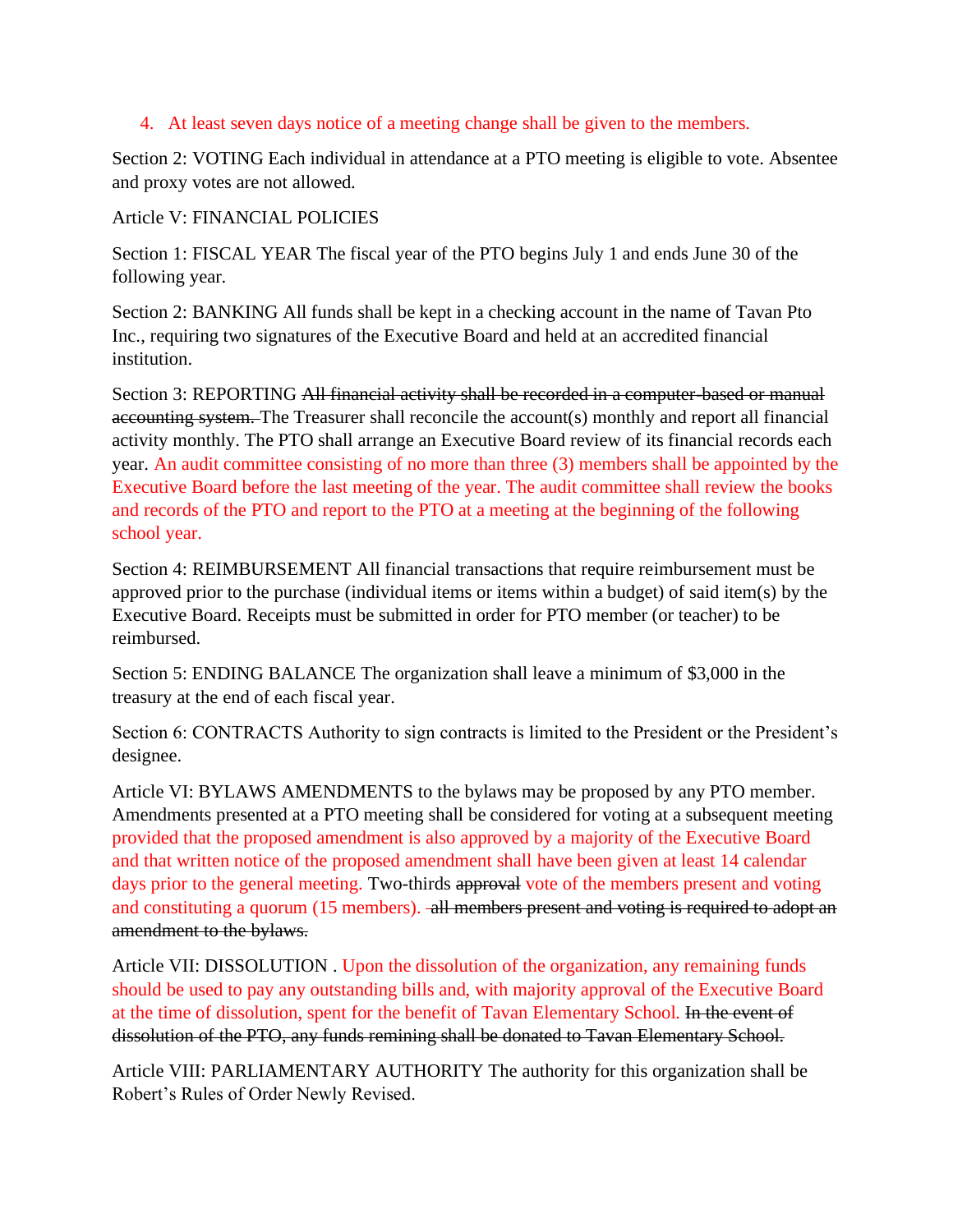4. At least seven days notice of a meeting change shall be given to the members.

Section 2: VOTING Each individual in attendance at a PTO meeting is eligible to vote. Absentee and proxy votes are not allowed.

Article V: FINANCIAL POLICIES

Section 1: FISCAL YEAR The fiscal year of the PTO begins July 1 and ends June 30 of the following year.

Section 2: BANKING All funds shall be kept in a checking account in the name of Tavan Pto Inc., requiring two signatures of the Executive Board and held at an accredited financial institution.

Section 3: REPORTING ~~All financial activity shall be recorded in a computer-based or manual accounting system.~~ The Treasurer shall reconcile the account(s) monthly and report all financial activity monthly. The PTO shall arrange an Executive Board review of its financial records each year. An audit committee consisting of no more than three (3) members shall be appointed by the Executive Board before the last meeting of the year. The audit committee shall review the books and records of the PTO and report to the PTO at a meeting at the beginning of the following school year.

Section 4: REIMBURSEMENT All financial transactions that require reimbursement must be approved prior to the purchase (individual items or items within a budget) of said item(s) by the Executive Board. Receipts must be submitted in order for PTO member (or teacher) to be reimbursed.

Section 5: ENDING BALANCE The organization shall leave a minimum of $3,000 in the treasury at the end of each fiscal year.

Section 6: CONTRACTS Authority to sign contracts is limited to the President or the President's designee.

Article VI: BYLAWS AMENDMENTS to the bylaws may be proposed by any PTO member. Amendments presented at a PTO meeting shall be considered for voting at a subsequent meeting provided that the proposed amendment is also approved by a majority of the Executive Board and that written notice of the proposed amendment shall have been given at least 14 calendar days prior to the general meeting. Two-thirds ~~approval~~ vote of the members present and voting and constituting a quorum (15 members). ~~all members present and voting is required to adopt an amendment to the bylaws.~~

Article VII: DISSOLUTION . Upon the dissolution of the organization, any remaining funds should be used to pay any outstanding bills and, with majority approval of the Executive Board at the time of dissolution, spent for the benefit of Tavan Elementary School. ~~In the event of dissolution of the PTO, any funds remining shall be donated to Tavan Elementary School.~~

Article VIII: PARLIAMENTARY AUTHORITY The authority for this organization shall be Robert's Rules of Order Newly Revised.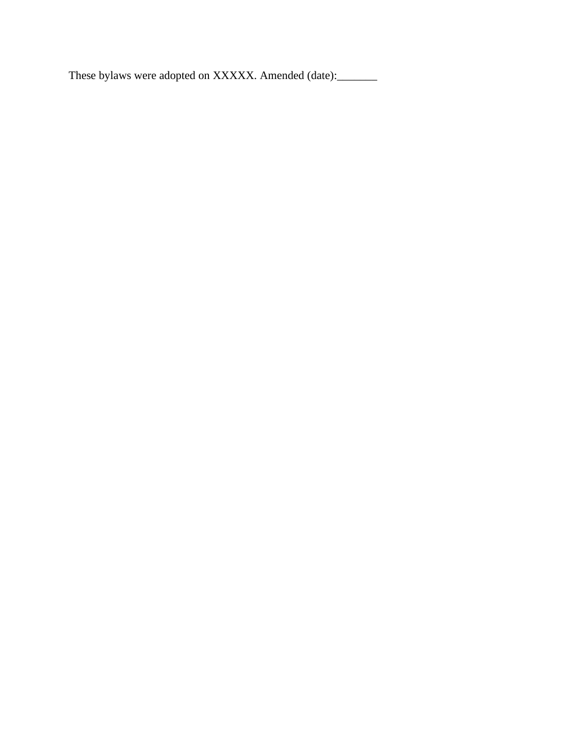These bylaws were adopted on XXXXX. Amended (date):_______